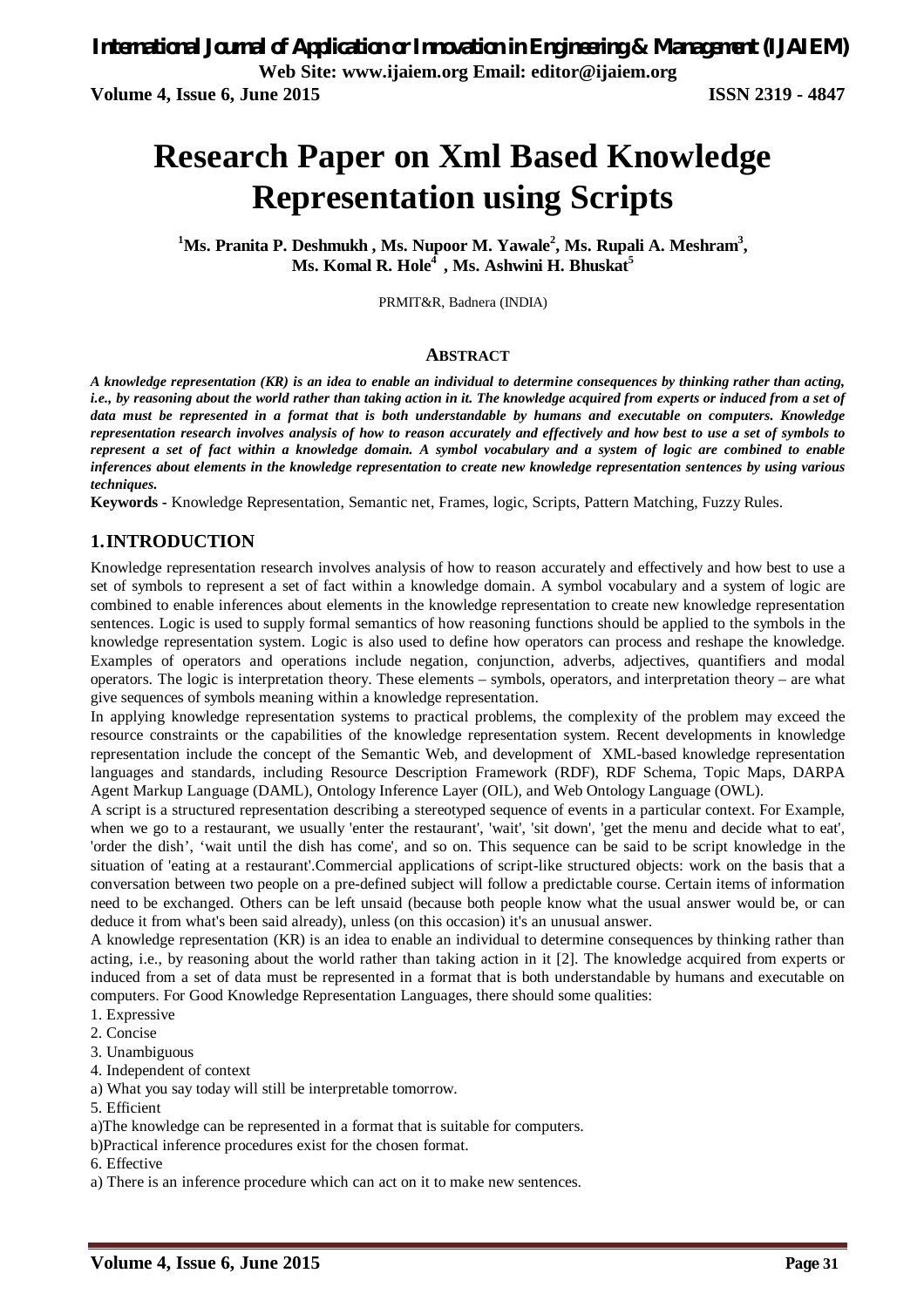# Research Paper on Xml Based Knowledge Representation using Scripts

**[1]Ms. Pranita P. Deshmukh , Ms. Nupoor M. Yawale[2], Ms. Rupali A. Meshram[3], Ms. Komal R. Hole[4] , Ms. Ashwini H. Bhuskat[5]**

PRMIT&R, Badnera (INDIA)

## ABSTRACT

***A knowledge representation (KR) is an idea to enable an individual to determine consequences by thinking rather than acting, i.e., by reasoning about the world rather than taking action in it. The knowledge acquired from experts or induced from a set of data must be represented in a format that is both understandable by humans and executable on computers. Knowledge representation research involves analysis of how to reason accurately and effectively and how best to use a set of symbols to represent a set of fact within a knowledge domain. A symbol vocabulary and a system of logic are combined to enable inferences about elements in the knowledge representation to create new knowledge representation sentences by using various techniques.***

**Keywords -** Knowledge Representation, Semantic net, Frames, logic, Scripts, Pattern Matching, Fuzzy Rules.

## 1. INTRODUCTION

Knowledge representation research involves analysis of how to reason accurately and effectively and how best to use a set of symbols to represent a set of fact within a knowledge domain. A symbol vocabulary and a system of logic are combined to enable inferences about elements in the knowledge representation to create new knowledge representation sentences. Logic is used to supply formal semantics of how reasoning functions should be applied to the symbols in the knowledge representation system. Logic is also used to define how operators can process and reshape the knowledge. Examples of operators and operations include negation, conjunction, adverbs, adjectives, quantifiers and modal operators. The logic is interpretation theory. These elements – symbols, operators, and interpretation theory – are what give sequences of symbols meaning within a knowledge representation.

In applying knowledge representation systems to practical problems, the complexity of the problem may exceed the resource constraints or the capabilities of the knowledge representation system. Recent developments in knowledge representation include the concept of the Semantic Web, and development of XML-based knowledge representation languages and standards, including Resource Description Framework (RDF), RDF Schema, Topic Maps, DARPA Agent Markup Language (DAML), Ontology Inference Layer (OIL), and Web Ontology Language (OWL).

A script is a structured representation describing a stereotyped sequence of events in a particular context. For Example, when we go to a restaurant, we usually 'enter the restaurant', 'wait', 'sit down', 'get the menu and decide what to eat', 'order the dish', 'wait until the dish has come', and so on. This sequence can be said to be script knowledge in the situation of 'eating at a restaurant'.Commercial applications of script-like structured objects: work on the basis that a conversation between two people on a pre-defined subject will follow a predictable course. Certain items of information need to be exchanged. Others can be left unsaid (because both people know what the usual answer would be, or can deduce it from what's been said already), unless (on this occasion) it's an unusual answer.

A knowledge representation (KR) is an idea to enable an individual to determine consequences by thinking rather than acting, i.e., by reasoning about the world rather than taking action in it [2]. The knowledge acquired from experts or induced from a set of data must be represented in a format that is both understandable by humans and executable on computers. For Good Knowledge Representation Languages, there should some qualities:

1. Expressive
2. Concise
3. Unambiguous
4. Independent of context
   a) What you say today will still be interpretable tomorrow.
5. Efficient
   a)The knowledge can be represented in a format that is suitable for computers.
   b)Practical inference procedures exist for the chosen format.
6. Effective
   a) There is an inference procedure which can act on it to make new sentences.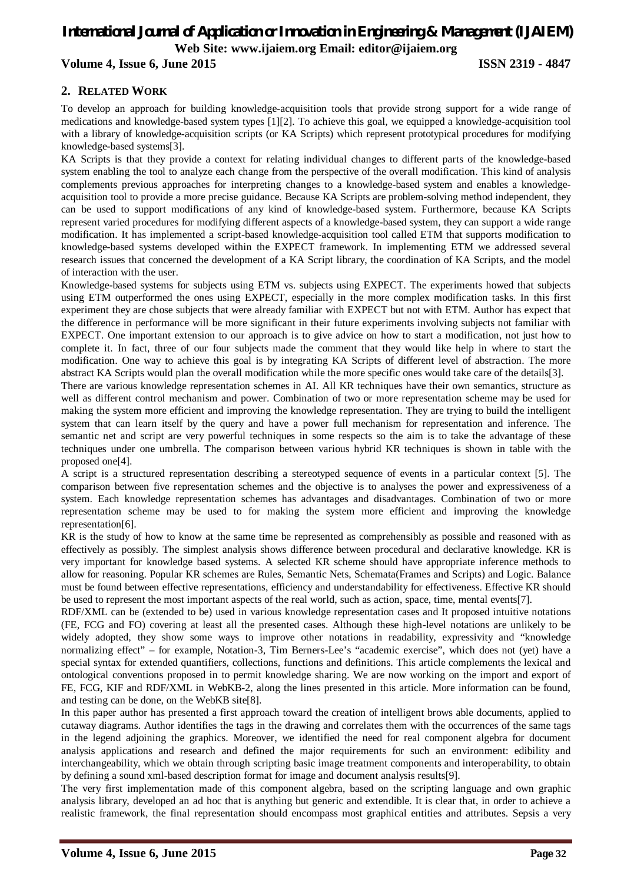## 2. RELATED WORK

To develop an approach for building knowledge-acquisition tools that provide strong support for a wide range of medications and knowledge-based system types [1][2]. To achieve this goal, we equipped a knowledge-acquisition tool with a library of knowledge-acquisition scripts (or KA Scripts) which represent prototypical procedures for modifying knowledge-based systems[3].

KA Scripts is that they provide a context for relating individual changes to different parts of the knowledge-based system enabling the tool to analyze each change from the perspective of the overall modification. This kind of analysis complements previous approaches for interpreting changes to a knowledge-based system and enables a knowledge-acquisition tool to provide a more precise guidance. Because KA Scripts are problem-solving method independent, they can be used to support modifications of any kind of knowledge-based system. Furthermore, because KA Scripts represent varied procedures for modifying different aspects of a knowledge-based system, they can support a wide range modification. It has implemented a script-based knowledge-acquisition tool called ETM that supports modification to knowledge-based systems developed within the EXPECT framework. In implementing ETM we addressed several research issues that concerned the development of a KA Script library, the coordination of KA Scripts, and the model of interaction with the user.

Knowledge-based systems for subjects using ETM vs. subjects using EXPECT. The experiments howed that subjects using ETM outperformed the ones using EXPECT, especially in the more complex modification tasks. In this first experiment they are chose subjects that were already familiar with EXPECT but not with ETM. Author has expect that the difference in performance will be more significant in their future experiments involving subjects not familiar with EXPECT. One important extension to our approach is to give advice on how to start a modification, not just how to complete it. In fact, three of our four subjects made the comment that they would like help in where to start the modification. One way to achieve this goal is by integrating KA Scripts of different level of abstraction. The more abstract KA Scripts would plan the overall modification while the more specific ones would take care of the details[3].

There are various knowledge representation schemes in AI. All KR techniques have their own semantics, structure as well as different control mechanism and power. Combination of two or more representation scheme may be used for making the system more efficient and improving the knowledge representation. They are trying to build the intelligent system that can learn itself by the query and have a power full mechanism for representation and inference. The semantic net and script are very powerful techniques in some respects so the aim is to take the advantage of these techniques under one umbrella. The comparison between various hybrid KR techniques is shown in table with the proposed one[4].

A script is a structured representation describing a stereotyped sequence of events in a particular context [5]. The comparison between five representation schemes and the objective is to analyses the power and expressiveness of a system. Each knowledge representation schemes has advantages and disadvantages. Combination of two or more representation scheme may be used to for making the system more efficient and improving the knowledge representation[6].

KR is the study of how to know at the same time be represented as comprehensibly as possible and reasoned with as effectively as possibly. The simplest analysis shows difference between procedural and declarative knowledge. KR is very important for knowledge based systems. A selected KR scheme should have appropriate inference methods to allow for reasoning. Popular KR schemes are Rules, Semantic Nets, Schemata(Frames and Scripts) and Logic. Balance must be found between effective representations, efficiency and understandability for effectiveness. Effective KR should be used to represent the most important aspects of the real world, such as action, space, time, mental events[7].

RDF/XML can be (extended to be) used in various knowledge representation cases and It proposed intuitive notations (FE, FCG and FO) covering at least all the presented cases. Although these high-level notations are unlikely to be widely adopted, they show some ways to improve other notations in readability, expressivity and "knowledge normalizing effect" – for example, Notation-3, Tim Berners-Lee's "academic exercise", which does not (yet) have a special syntax for extended quantifiers, collections, functions and definitions. This article complements the lexical and ontological conventions proposed in to permit knowledge sharing. We are now working on the import and export of FE, FCG, KIF and RDF/XML in WebKB-2, along the lines presented in this article. More information can be found, and testing can be done, on the WebKB site[8].

In this paper author has presented a first approach toward the creation of intelligent brows able documents, applied to cutaway diagrams. Author identifies the tags in the drawing and correlates them with the occurrences of the same tags in the legend adjoining the graphics. Moreover, we identified the need for real component algebra for document analysis applications and research and defined the major requirements for such an environment: edibility and interchangeability, which we obtain through scripting basic image treatment components and interoperability, to obtain by defining a sound xml-based description format for image and document analysis results[9].

The very first implementation made of this component algebra, based on the scripting language and own graphic analysis library, developed an ad hoc that is anything but generic and extendible. It is clear that, in order to achieve a realistic framework, the final representation should encompass most graphical entities and attributes. Sepsis a very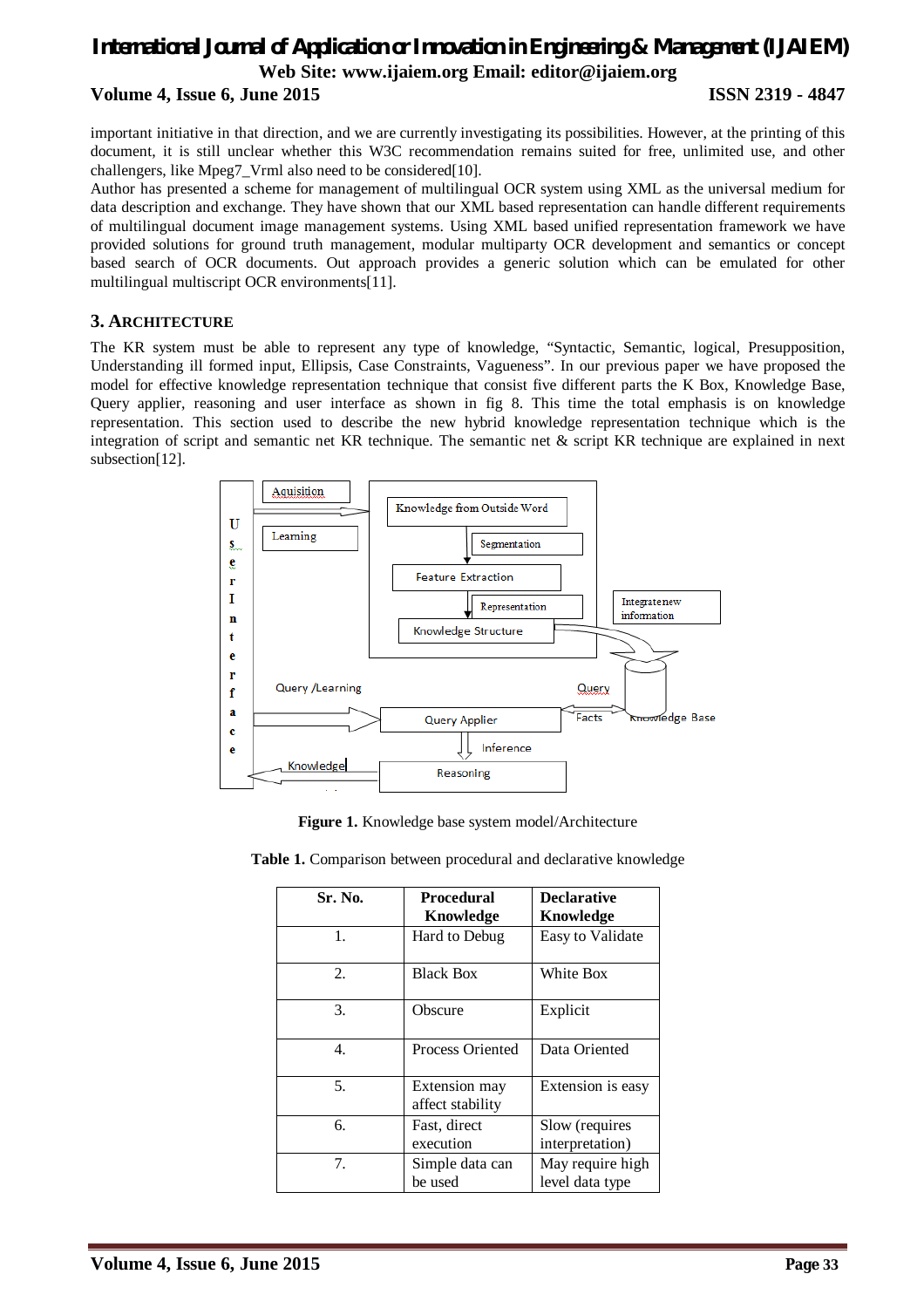important initiative in that direction, and we are currently investigating its possibilities. However, at the printing of this document, it is still unclear whether this W3C recommendation remains suited for free, unlimited use, and other challengers, like Mpeg7_Vrml also need to be considered[10].

Author has presented a scheme for management of multilingual OCR system using XML as the universal medium for data description and exchange. They have shown that our XML based representation can handle different requirements of multilingual document image management systems. Using XML based unified representation framework we have provided solutions for ground truth management, modular multiparty OCR development and semantics or concept based search of OCR documents. Out approach provides a generic solution which can be emulated for other multilingual multiscript OCR environments[11].

## 3. Architecture

The KR system must be able to represent any type of knowledge, "Syntactic, Semantic, logical, Presupposition, Understanding ill formed input, Ellipsis, Case Constraints, Vagueness". In our previous paper we have proposed the model for effective knowledge representation technique that consist five different parts the K Box, Knowledge Base, Query applier, reasoning and user interface as shown in fig 8. This time the total emphasis is on knowledge representation. This section used to describe the new hybrid knowledge representation technique which is the integration of script and semantic net KR technique. The semantic net & script KR technique are explained in next subsection[12].

**Figure 1.** Knowledge base system model/Architecture

**Table 1.** Comparison between procedural and declarative knowledge

| Sr. No. | Procedural Knowledge | Declarative Knowledge |
|---|---|---|
| 1. | Hard to Debug | Easy to Validate |
| 2. | Black Box | White Box |
| 3. | Obscure | Explicit |
| 4. | Process Oriented | Data Oriented |
| 5. | Extension may affect stability | Extension is easy |
| 6. | Fast, direct execution | Slow (requires interpretation) |
| 7. | Simple data can be used | May require high level data type |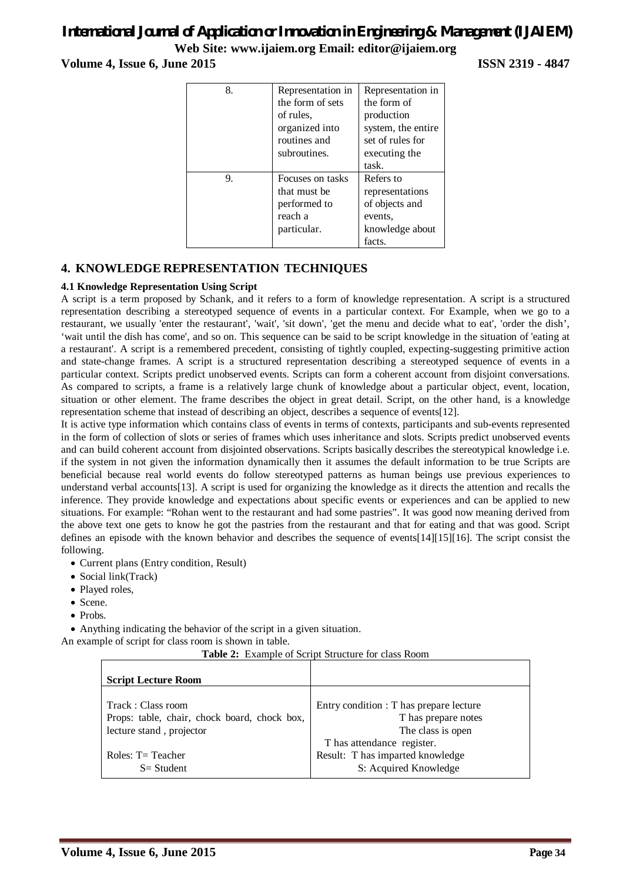| 8. | Representation in the form of sets of rules, organized into routines and subroutines. | Representation in the form of production system, the entire set of rules for executing the task. |
|---|---|---|
| 9. | Focuses on tasks that must be performed to reach a particular. | Refers to representations of objects and events, knowledge about facts. |

## 4. KNOWLEDGE REPRESENTATION TECHNIQUES

### 4.1 Knowledge Representation Using Script

A script is a term proposed by Schank, and it refers to a form of knowledge representation. A script is a structured representation describing a stereotyped sequence of events in a particular context. For Example, when we go to a restaurant, we usually 'enter the restaurant', 'wait', 'sit down', 'get the menu and decide what to eat', 'order the dish', 'wait until the dish has come', and so on. This sequence can be said to be script knowledge in the situation of 'eating at a restaurant'. A script is a remembered precedent, consisting of tightly coupled, expecting-suggesting primitive action and state-change frames. A script is a structured representation describing a stereotyped sequence of events in a particular context. Scripts predict unobserved events. Scripts can form a coherent account from disjoint conversations. As compared to scripts, a frame is a relatively large chunk of knowledge about a particular object, event, location, situation or other element. The frame describes the object in great detail. Script, on the other hand, is a knowledge representation scheme that instead of describing an object, describes a sequence of events[12].

It is active type information which contains class of events in terms of contexts, participants and sub-events represented in the form of collection of slots or series of frames which uses inheritance and slots. Scripts predict unobserved events and can build coherent account from disjointed observations. Scripts basically describes the stereotypical knowledge i.e. if the system in not given the information dynamically then it assumes the default information to be true Scripts are beneficial because real world events do follow stereotyped patterns as human beings use previous experiences to understand verbal accounts[13]. A script is used for organizing the knowledge as it directs the attention and recalls the inference. They provide knowledge and expectations about specific events or experiences and can be applied to new situations. For example: "Rohan went to the restaurant and had some pastries". It was good now meaning derived from the above text one gets to know he got the pastries from the restaurant and that for eating and that was good. Script defines an episode with the known behavior and describes the sequence of events[14][15][16]. The script consist the following.

- Current plans (Entry condition, Result)
- Social link(Track)
- Played roles,
- Scene.
- Probs.
- Anything indicating the behavior of the script in a given situation.

An example of script for class room is shown in table.

**Table 2:** Example of Script Structure for class Room

| **Script Lecture Room** | |
|---|---|
| Track : Class room<br>Props: table, chair, chock board, chock box, lecture stand , projector<br><br>Roles: T= Teacher<br>S= Student | Entry condition : T has prepare lecture<br>T has prepare notes<br>The class is open<br>T has attendance register.<br>Result: T has imparted knowledge<br>S: Acquired Knowledge |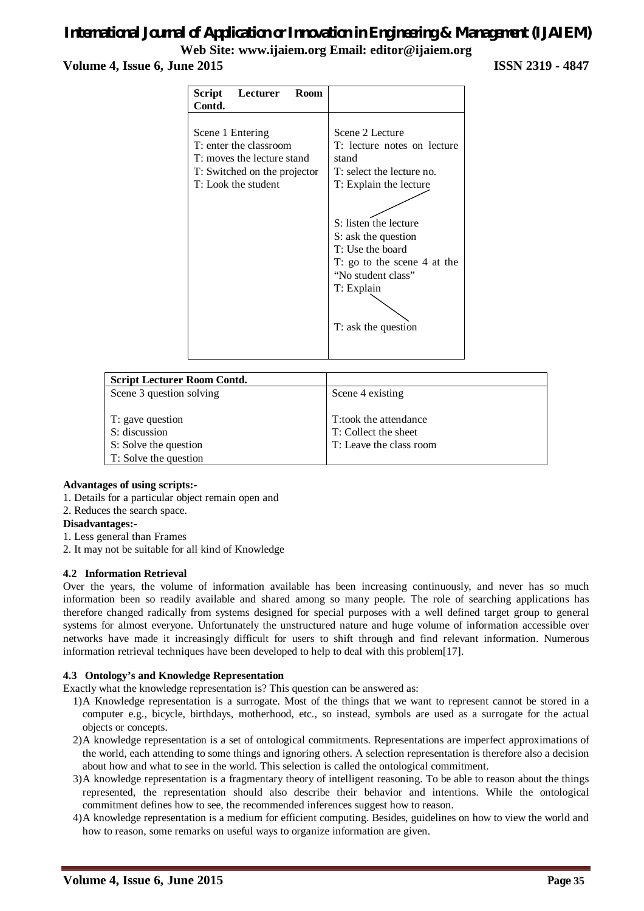| Script Lecturer Room Contd. | |
|---|---|
| Scene 1 Entering<br>T: enter the classroom<br>T: moves the lecture stand<br>T: Switched on the projector<br>T: Look the student | Scene 2 Lecture<br>T: lecture notes on lecture stand<br>T: select the lecture no.<br>T: Explain the lecture<br><br>S: listen the lecture<br>S: ask the question<br>T: Use the board<br>T: go to the scene 4 at the "No student class"<br>T: Explain<br><br>T: ask the question |

| Script Lecturer Room Contd. | |
|---|---|
| Scene 3 question solving<br><br>T: gave question<br>S: discussion<br>S: Solve the question<br>T: Solve the question | Scene 4 existing<br><br>T:took the attendance<br>T: Collect the sheet<br>T: Leave the class room |

**Advantages of using scripts:-**

1. Details for a particular object remain open and
2. Reduces the search space.

**Disadvantages:-**

1. Less general than Frames
2. It may not be suitable for all kind of Knowledge

### 4.2 Information Retrieval

Over the years, the volume of information available has been increasing continuously, and never has so much information been so readily available and shared among so many people. The role of searching applications has therefore changed radically from systems designed for special purposes with a well defined target group to general systems for almost everyone. Unfortunately the unstructured nature and huge volume of information accessible over networks have made it increasingly difficult for users to shift through and find relevant information. Numerous information retrieval techniques have been developed to help to deal with this problem[17].

### 4.3 Ontology's and Knowledge Representation

Exactly what the knowledge representation is? This question can be answered as:

1) A Knowledge representation is a surrogate. Most of the things that we want to represent cannot be stored in a computer e.g., bicycle, birthdays, motherhood, etc., so instead, symbols are used as a surrogate for the actual objects or concepts.
2) A knowledge representation is a set of ontological commitments. Representations are imperfect approximations of the world, each attending to some things and ignoring others. A selection representation is therefore also a decision about how and what to see in the world. This selection is called the ontological commitment.
3) A knowledge representation is a fragmentary theory of intelligent reasoning. To be able to reason about the things represented, the representation should also describe their behavior and intentions. While the ontological commitment defines how to see, the recommended inferences suggest how to reason.
4) A knowledge representation is a medium for efficient computing. Besides, guidelines on how to view the world and how to reason, some remarks on useful ways to organize information are given.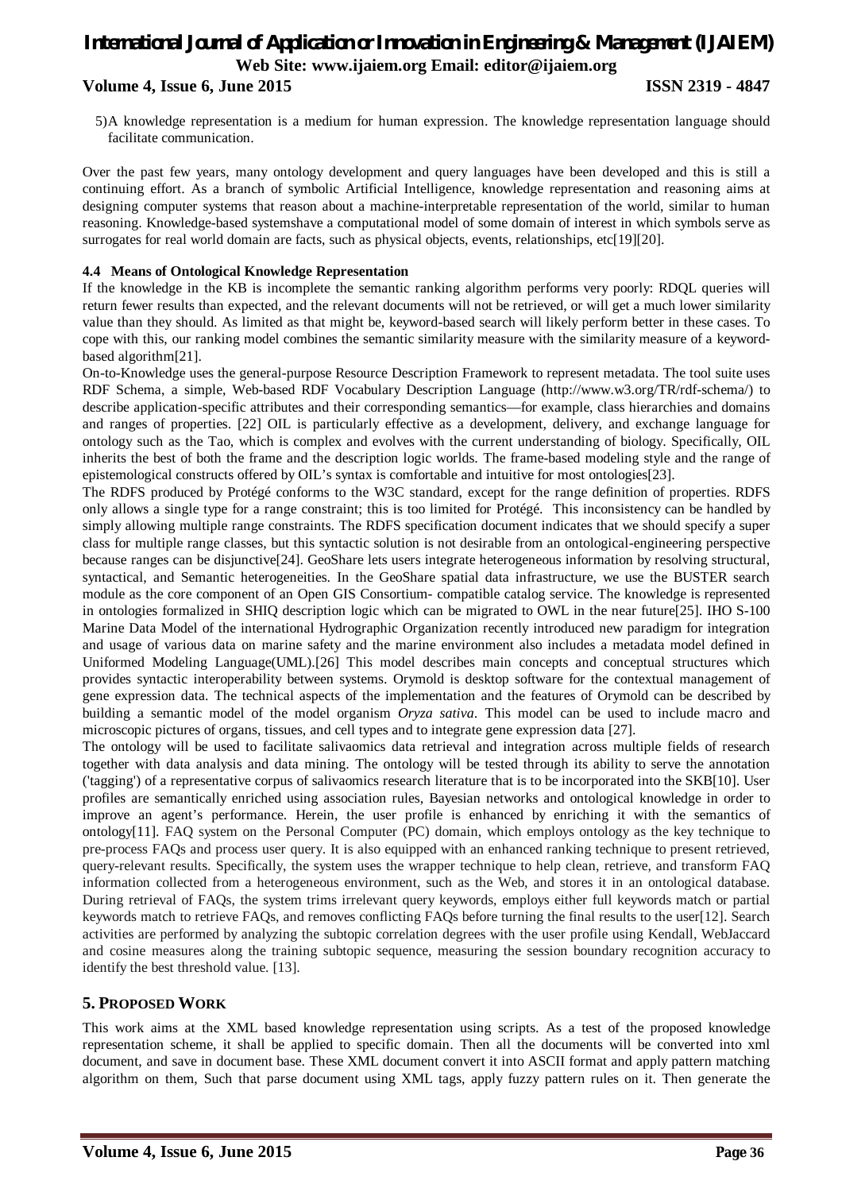5)A knowledge representation is a medium for human expression. The knowledge representation language should facilitate communication.

Over the past few years, many ontology development and query languages have been developed and this is still a continuing effort. As a branch of symbolic Artificial Intelligence, knowledge representation and reasoning aims at designing computer systems that reason about a machine-interpretable representation of the world, similar to human reasoning. Knowledge-based systemshave a computational model of some domain of interest in which symbols serve as surrogates for real world domain are facts, such as physical objects, events, relationships, etc[19][20].

#### 4.4 Means of Ontological Knowledge Representation

If the knowledge in the KB is incomplete the semantic ranking algorithm performs very poorly: RDQL queries will return fewer results than expected, and the relevant documents will not be retrieved, or will get a much lower similarity value than they should. As limited as that might be, keyword-based search will likely perform better in these cases. To cope with this, our ranking model combines the semantic similarity measure with the similarity measure of a keyword-based algorithm[21].

On-to-Knowledge uses the general-purpose Resource Description Framework to represent metadata. The tool suite uses RDF Schema, a simple, Web-based RDF Vocabulary Description Language (http://www.w3.org/TR/rdf-schema/) to describe application-specific attributes and their corresponding semantics—for example, class hierarchies and domains and ranges of properties. [22] OIL is particularly effective as a development, delivery, and exchange language for ontology such as the Tao, which is complex and evolves with the current understanding of biology. Specifically, OIL inherits the best of both the frame and the description logic worlds. The frame-based modeling style and the range of epistemological constructs offered by OIL's syntax is comfortable and intuitive for most ontologies[23].

The RDFS produced by Protégé conforms to the W3C standard, except for the range definition of properties. RDFS only allows a single type for a range constraint; this is too limited for Protégé. This inconsistency can be handled by simply allowing multiple range constraints. The RDFS specification document indicates that we should specify a super class for multiple range classes, but this syntactic solution is not desirable from an ontological-engineering perspective because ranges can be disjunctive[24]. GeoShare lets users integrate heterogeneous information by resolving structural, syntactical, and Semantic heterogeneities. In the GeoShare spatial data infrastructure, we use the BUSTER search module as the core component of an Open GIS Consortium- compatible catalog service. The knowledge is represented in ontologies formalized in SHIQ description logic which can be migrated to OWL in the near future[25]. IHO S-100 Marine Data Model of the international Hydrographic Organization recently introduced new paradigm for integration and usage of various data on marine safety and the marine environment also includes a metadata model defined in Uniformed Modeling Language(UML).[26] This model describes main concepts and conceptual structures which provides syntactic interoperability between systems. Orymold is desktop software for the contextual management of gene expression data. The technical aspects of the implementation and the features of Orymold can be described by building a semantic model of the model organism *Oryza sativa*. This model can be used to include macro and microscopic pictures of organs, tissues, and cell types and to integrate gene expression data [27].

The ontology will be used to facilitate salivaomics data retrieval and integration across multiple fields of research together with data analysis and data mining. The ontology will be tested through its ability to serve the annotation ('tagging') of a representative corpus of salivaomics research literature that is to be incorporated into the SKB[10]. User profiles are semantically enriched using association rules, Bayesian networks and ontological knowledge in order to improve an agent's performance. Herein, the user profile is enhanced by enriching it with the semantics of ontology[11]. FAQ system on the Personal Computer (PC) domain, which employs ontology as the key technique to pre-process FAQs and process user query. It is also equipped with an enhanced ranking technique to present retrieved, query-relevant results. Specifically, the system uses the wrapper technique to help clean, retrieve, and transform FAQ information collected from a heterogeneous environment, such as the Web, and stores it in an ontological database. During retrieval of FAQs, the system trims irrelevant query keywords, employs either full keywords match or partial keywords match to retrieve FAQs, and removes conflicting FAQs before turning the final results to the user[12]. Search activities are performed by analyzing the subtopic correlation degrees with the user profile using Kendall, WebJaccard and cosine measures along the training subtopic sequence, measuring the session boundary recognition accuracy to identify the best threshold value. [13].

## 5. Proposed Work

This work aims at the XML based knowledge representation using scripts. As a test of the proposed knowledge representation scheme, it shall be applied to specific domain. Then all the documents will be converted into xml document, and save in document base. These XML document convert it into ASCII format and apply pattern matching algorithm on them, Such that parse document using XML tags, apply fuzzy pattern rules on it. Then generate the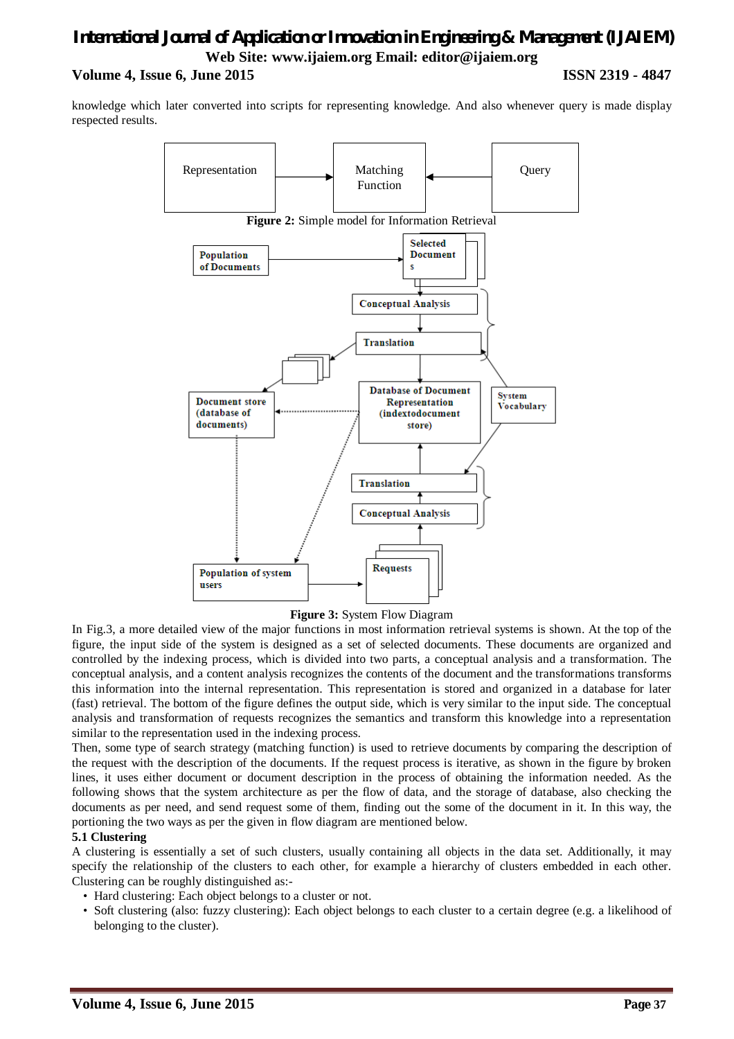knowledge which later converted into scripts for representing knowledge. And also whenever query is made display respected results.

Figure 2: Simple model for Information Retrieval

Figure 3: System Flow Diagram

In Fig.3, a more detailed view of the major functions in most information retrieval systems is shown. At the top of the figure, the input side of the system is designed as a set of selected documents. These documents are organized and controlled by the indexing process, which is divided into two parts, a conceptual analysis and a transformation. The conceptual analysis, and a content analysis recognizes the contents of the document and the transformations transforms this information into the internal representation. This representation is stored and organized in a database for later (fast) retrieval. The bottom of the figure defines the output side, which is very similar to the input side. The conceptual analysis and transformation of requests recognizes the semantics and transform this knowledge into a representation similar to the representation used in the indexing process.

Then, some type of search strategy (matching function) is used to retrieve documents by comparing the description of the request with the description of the documents. If the request process is iterative, as shown in the figure by broken lines, it uses either document or document description in the process of obtaining the information needed. As the following shows that the system architecture as per the flow of data, and the storage of database, also checking the documents as per need, and send request some of them, finding out the some of the document in it. In this way, the portioning the two ways as per the given in flow diagram are mentioned below.

**5.1 Clustering**

A clustering is essentially a set of such clusters, usually containing all objects in the data set. Additionally, it may specify the relationship of the clusters to each other, for example a hierarchy of clusters embedded in each other. Clustering can be roughly distinguished as:-

- Hard clustering: Each object belongs to a cluster or not.
- Soft clustering (also: fuzzy clustering): Each object belongs to each cluster to a certain degree (e.g. a likelihood of belonging to the cluster).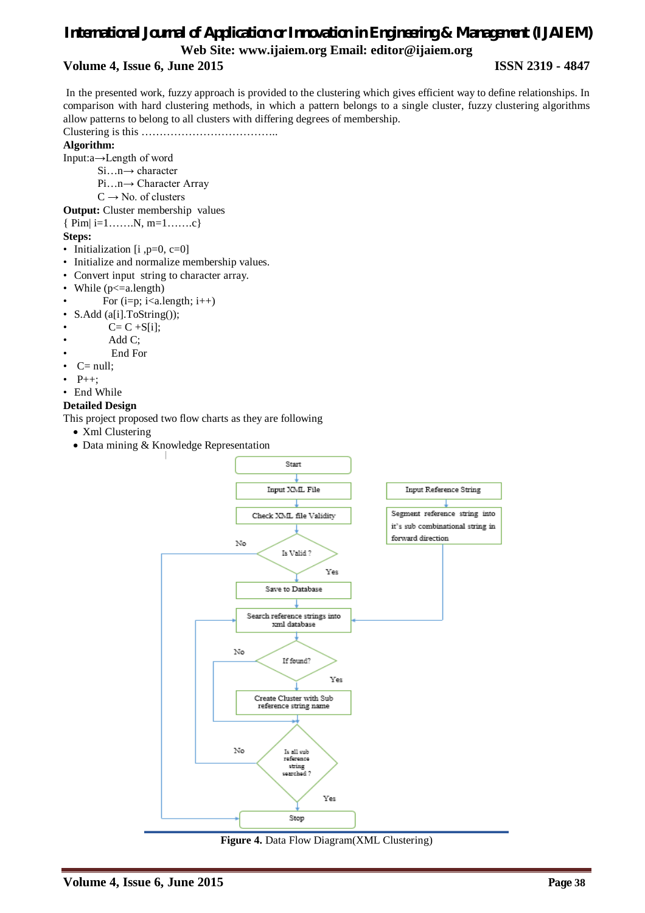In the presented work, fuzzy approach is provided to the clustering which gives efficient way to define relationships. In comparison with hard clustering methods, in which a pattern belongs to a single cluster, fuzzy clustering algorithms allow patterns to belong to all clusters with differing degrees of membership.

Clustering is this ………………………………..

**Algorithm:**

Input:a→Length of word

Si…n→ character

Pi…n→ Character Array

C → No. of clusters

**Output:** Cluster membership values

{ Pim| i=1…….N, m=1…….c}

**Steps:**

- Initialization [i ,p=0, c=0]
- Initialize and normalize membership values.
- Convert input string to character array.
- While (p<=a.length)
- For (i=p; i<a.length; i++)
- S.Add (a[i].ToString());
- C= C +S[i];
- Add C;
- End For
- C= null;
- P++;
- End While

**Detailed Design**

This project proposed two flow charts as they are following

- Xml Clustering
- Data mining & Knowledge Representation

**Figure 4.** Data Flow Diagram(XML Clustering)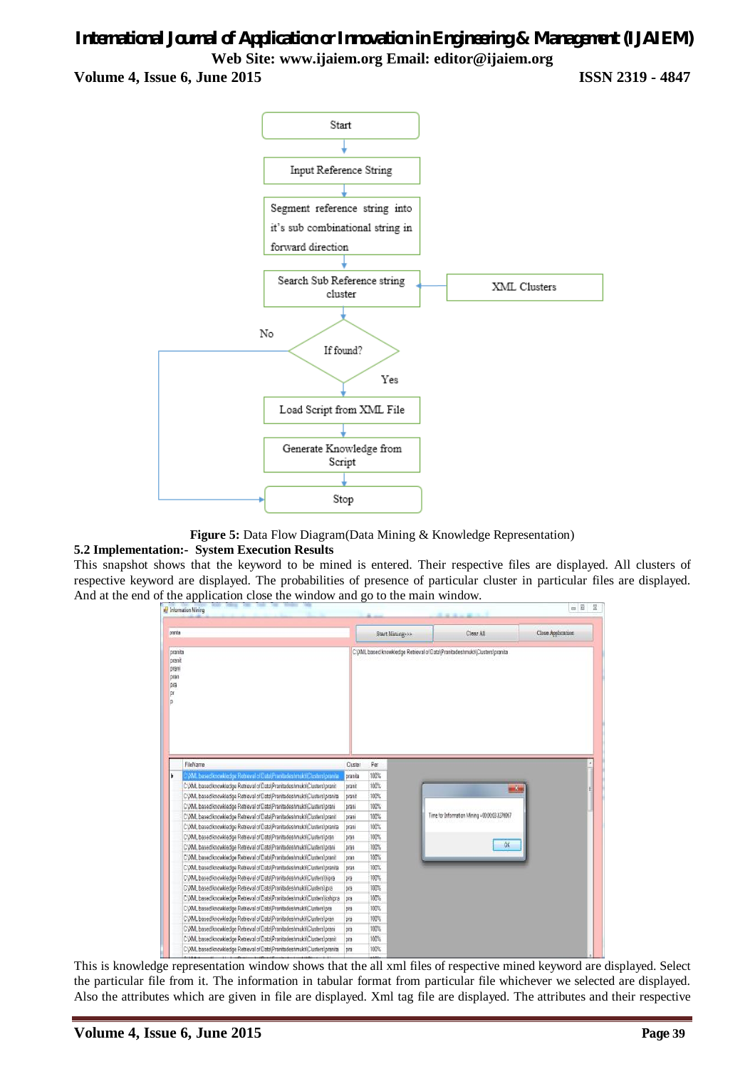**Figure 5:** Data Flow Diagram(Data Mining & Knowledge Representation)

**5.2 Implementation:- System Execution Results**

This snapshot shows that the keyword to be mined is entered. Their respective files are displayed. All clusters of respective keyword are displayed. The probabilities of presence of particular cluster in particular files are displayed. And at the end of the application close the window and go to the main window.

This is knowledge representation window shows that the all xml files of respective mined keyword are displayed. Select the particular file from it. The information in tabular format from particular file whichever we selected are displayed. Also the attributes which are given in file are displayed. Xml tag file are displayed. The attributes and their respective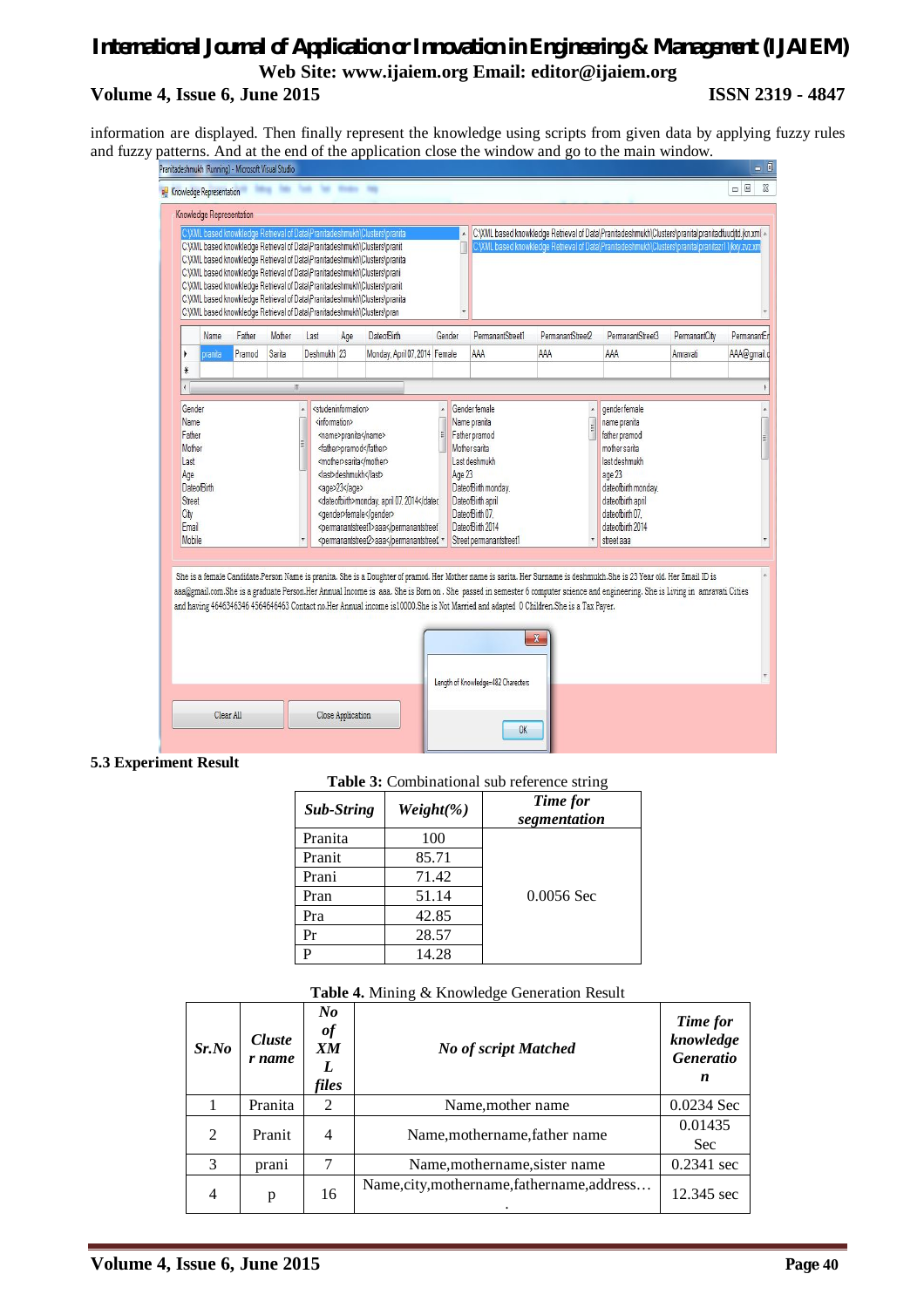information are displayed. Then finally represent the knowledge using scripts from given data by applying fuzzy rules and fuzzy patterns. And at the end of the application close the window and go to the main window.

### 5.3 Experiment Result

**Table 3:** Combinational sub reference string

| ***Sub-String*** | ***Weight(%)*** | ***Time for segmentation*** |
|---|---|---|
| Pranita | 100 | 0.0056 Sec |
| Pranit | 85.71 | |
| Prani | 71.42 | |
| Pran | 51.14 | |
| Pra | 42.85 | |
| Pr | 28.57 | |
| P | 14.28 | |

**Table 4.** Mining & Knowledge Generation Result

| ***Sr.No*** | ***Cluster name*** | ***No of XML files*** | ***No of script Matched*** | ***Time for knowledge Generation*** |
|---|---|---|---|---|
| 1 | Pranita | 2 | Name,mother name | 0.0234 Sec |
| 2 | Pranit | 4 | Name,mothername,father name | 0.01435 Sec |
| 3 | prani | 7 | Name,mothername,sister name | 0.2341 sec |
| 4 | p | 16 | Name,city,mothername,fathername,address…. | 12.345 sec |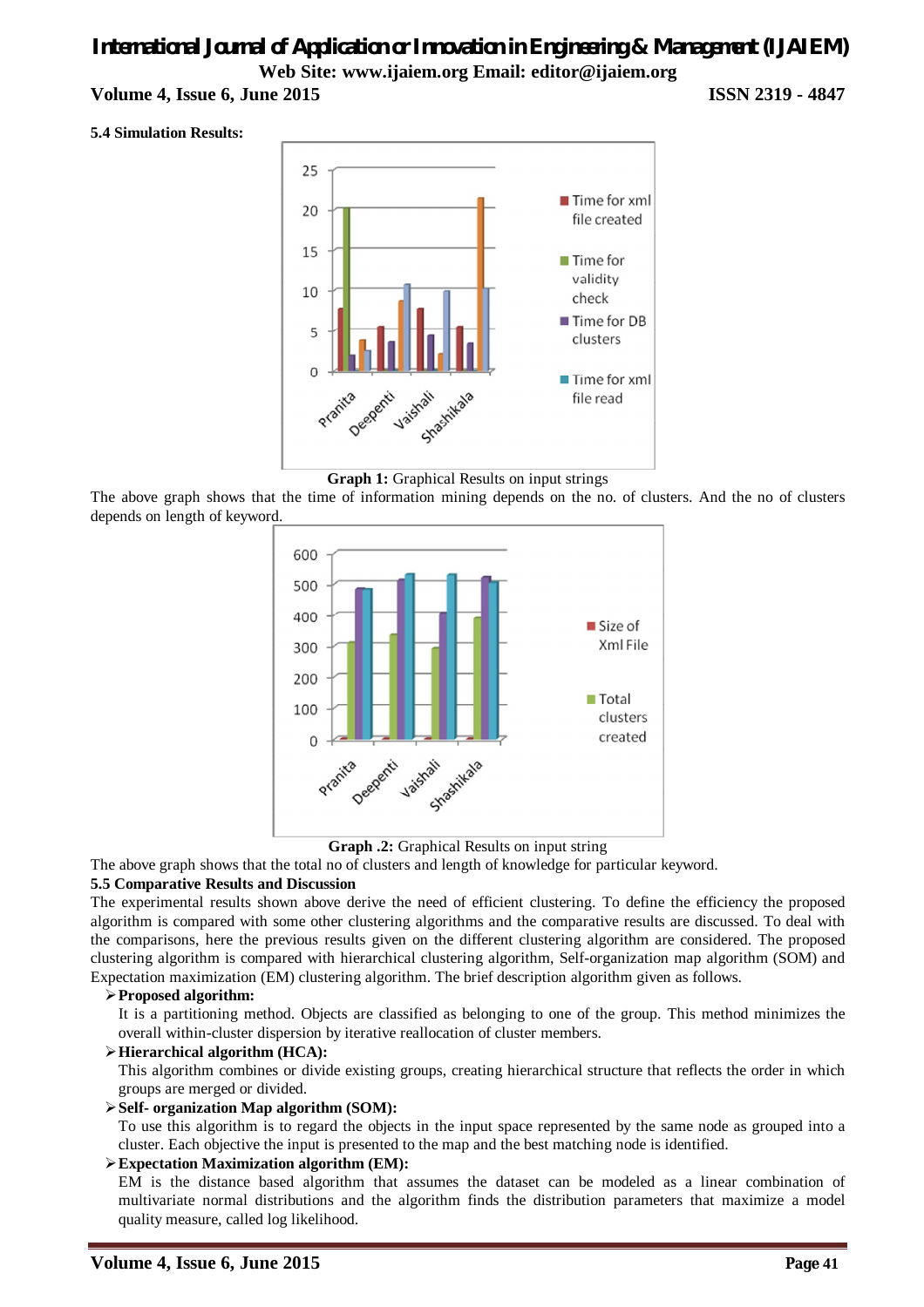**5.4 Simulation Results:**

**Graph 1:** Graphical Results on input strings

The above graph shows that the time of information mining depends on the no. of clusters. And the no of clusters depends on length of keyword.

**Graph .2:** Graphical Results on input string

The above graph shows that the total no of clusters and length of knowledge for particular keyword.

**5.5 Comparative Results and Discussion**

The experimental results shown above derive the need of efficient clustering. To define the efficiency the proposed algorithm is compared with some other clustering algorithms and the comparative results are discussed. To deal with the comparisons, here the previous results given on the different clustering algorithm are considered. The proposed clustering algorithm is compared with hierarchical clustering algorithm, Self-organization map algorithm (SOM) and Expectation maximization (EM) clustering algorithm. The brief description algorithm given as follows.

- **Proposed algorithm:**
  It is a partitioning method. Objects are classified as belonging to one of the group. This method minimizes the overall within-cluster dispersion by iterative reallocation of cluster members.
- **Hierarchical algorithm (HCA):**
  This algorithm combines or divide existing groups, creating hierarchical structure that reflects the order in which groups are merged or divided.
- **Self- organization Map algorithm (SOM):**
  To use this algorithm is to regard the objects in the input space represented by the same node as grouped into a cluster. Each objective the input is presented to the map and the best matching node is identified.
- **Expectation Maximization algorithm (EM):**
  EM is the distance based algorithm that assumes the dataset can be modeled as a linear combination of multivariate normal distributions and the algorithm finds the distribution parameters that maximize a model quality measure, called log likelihood.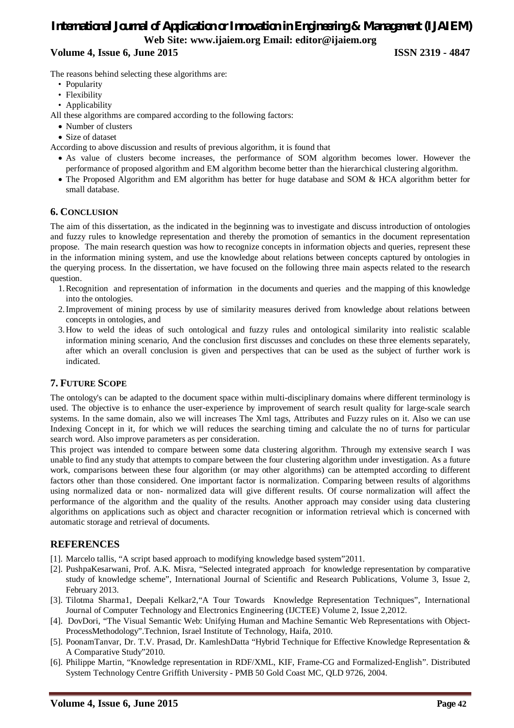The reasons behind selecting these algorithms are:

- Popularity
- Flexibility
- Applicability

All these algorithms are compared according to the following factors:

- Number of clusters
- Size of dataset

According to above discussion and results of previous algorithm, it is found that

- As value of clusters become increases, the performance of SOM algorithm becomes lower. However the performance of proposed algorithm and EM algorithm become better than the hierarchical clustering algorithm.
- The Proposed Algorithm and EM algorithm has better for huge database and SOM & HCA algorithm better for small database.

## 6. CONCLUSION

The aim of this dissertation, as the indicated in the beginning was to investigate and discuss introduction of ontologies and fuzzy rules to knowledge representation and thereby the promotion of semantics in the document representation propose. The main research question was how to recognize concepts in information objects and queries, represent these in the information mining system, and use the knowledge about relations between concepts captured by ontologies in the querying process. In the dissertation, we have focused on the following three main aspects related to the research question.

1. Recognition and representation of information in the documents and queries and the mapping of this knowledge into the ontologies.
2. Improvement of mining process by use of similarity measures derived from knowledge about relations between concepts in ontologies, and
3. How to weld the ideas of such ontological and fuzzy rules and ontological similarity into realistic scalable information mining scenario, And the conclusion first discusses and concludes on these three elements separately, after which an overall conclusion is given and perspectives that can be used as the subject of further work is indicated.

## 7. FUTURE SCOPE

The ontology's can be adapted to the document space within multi-disciplinary domains where different terminology is used. The objective is to enhance the user-experience by improvement of search result quality for large-scale search systems. In the same domain, also we will increases The Xml tags, Attributes and Fuzzy rules on it. Also we can use Indexing Concept in it, for which we will reduces the searching timing and calculate the no of turns for particular search word. Also improve parameters as per consideration.

This project was intended to compare between some data clustering algorithm. Through my extensive search I was unable to find any study that attempts to compare between the four clustering algorithm under investigation. As a future work, comparisons between these four algorithm (or may other algorithms) can be attempted according to different factors other than those considered. One important factor is normalization. Comparing between results of algorithms using normalized data or non- normalized data will give different results. Of course normalization will affect the performance of the algorithm and the quality of the results. Another approach may consider using data clustering algorithms on applications such as object and character recognition or information retrieval which is concerned with automatic storage and retrieval of documents.

## REFERENCES

[1]. Marcelo tallis, "A script based approach to modifying knowledge based system"2011.

[2]. PushpaKesarwani, Prof. A.K. Misra, "Selected integrated approach for knowledge representation by comparative study of knowledge scheme", International Journal of Scientific and Research Publications, Volume 3, Issue 2, February 2013.

[3]. Tilotma Sharma1, Deepali Kelkar2,"A Tour Towards Knowledge Representation Techniques", International Journal of Computer Technology and Electronics Engineering (IJCTEE) Volume 2, Issue 2,2012.

[4]. DovDori, "The Visual Semantic Web: Unifying Human and Machine Semantic Web Representations with Object-ProcessMethodology".Technion, Israel Institute of Technology, Haifa, 2010.

[5]. PoonamTanvar, Dr. T.V. Prasad, Dr. KamleshDatta "Hybrid Technique for Effective Knowledge Representation & A Comparative Study"2010.

[6]. Philippe Martin, "Knowledge representation in RDF/XML, KIF, Frame-CG and Formalized-English". Distributed System Technology Centre Griffith University - PMB 50 Gold Coast MC, QLD 9726, 2004.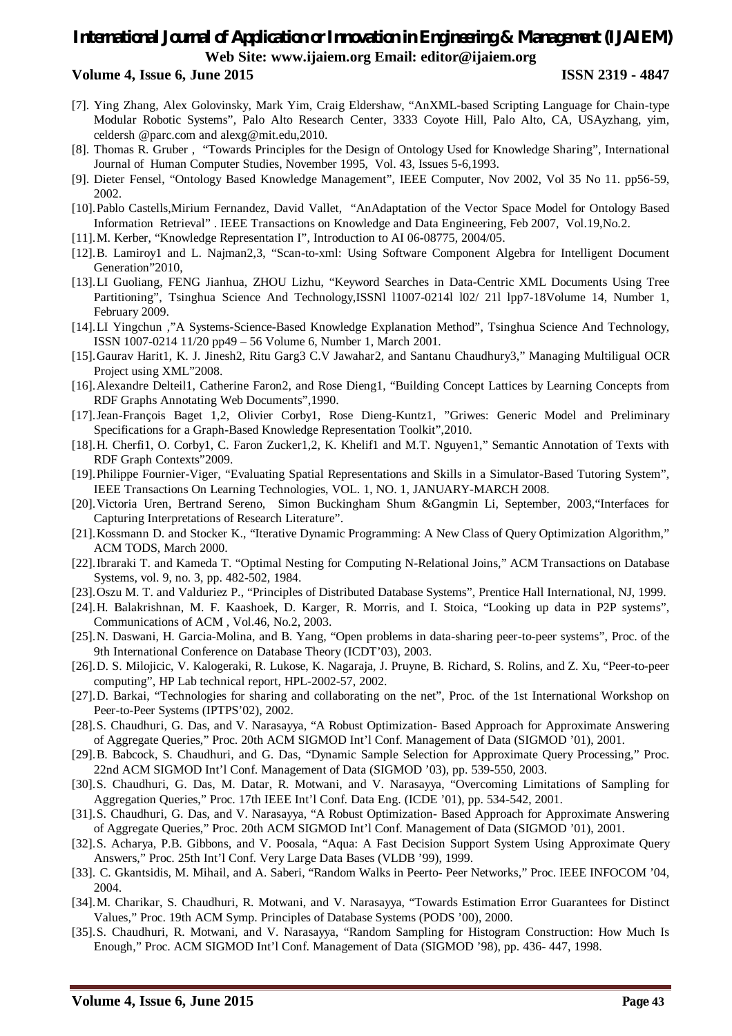[7]. Ying Zhang, Alex Golovinsky, Mark Yim, Craig Eldershaw, "AnXML-based Scripting Language for Chain-type Modular Robotic Systems", Palo Alto Research Center, 3333 Coyote Hill, Palo Alto, CA, USAyzhang, yim, celdersh @parc.com and alexg@mit.edu,2010.

[8]. Thomas R. Gruber , "Towards Principles for the Design of Ontology Used for Knowledge Sharing", International Journal of Human Computer Studies, November 1995, Vol. 43, Issues 5-6,1993.

[9]. Dieter Fensel, "Ontology Based Knowledge Management", IEEE Computer, Nov 2002, Vol 35 No 11. pp56-59, 2002.

[10]. Pablo Castells,Mirium Fernandez, David Vallet, "AnAdaptation of the Vector Space Model for Ontology Based Information Retrieval" . IEEE Transactions on Knowledge and Data Engineering, Feb 2007, Vol.19,No.2.

[11]. M. Kerber, "Knowledge Representation I", Introduction to AI 06-08775, 2004/05.

[12]. B. Lamiroy1 and L. Najman2,3, "Scan-to-xml: Using Software Component Algebra for Intelligent Document Generation"2010,

[13]. LI Guoliang, FENG Jianhua, ZHOU Lizhu, "Keyword Searches in Data-Centric XML Documents Using Tree Partitioning", Tsinghua Science And Technology,ISSNl l1007-0214l l02/ 21l lpp7-18Volume 14, Number 1, February 2009.

[14]. LI Yingchun ,"A Systems-Science-Based Knowledge Explanation Method", Tsinghua Science And Technology, ISSN 1007-0214 11/20 pp49 – 56 Volume 6, Number 1, March 2001.

[15]. Gaurav Harit1, K. J. Jinesh2, Ritu Garg3 C.V Jawahar2, and Santanu Chaudhury3," Managing Multiligual OCR Project using XML"2008.

[16]. Alexandre Delteil1, Catherine Faron2, and Rose Dieng1, "Building Concept Lattices by Learning Concepts from RDF Graphs Annotating Web Documents",1990.

[17]. Jean-François Baget 1,2, Olivier Corby1, Rose Dieng-Kuntz1, "Griwes: Generic Model and Preliminary Specifications for a Graph-Based Knowledge Representation Toolkit",2010.

[18]. H. Cherfi1, O. Corby1, C. Faron Zucker1,2, K. Khelif1 and M.T. Nguyen1," Semantic Annotation of Texts with RDF Graph Contexts"2009.

[19]. Philippe Fournier-Viger, "Evaluating Spatial Representations and Skills in a Simulator-Based Tutoring System", IEEE Transactions On Learning Technologies, VOL. 1, NO. 1, JANUARY-MARCH 2008.

[20]. Victoria Uren, Bertrand Sereno, Simon Buckingham Shum &Gangmin Li, September, 2003,"Interfaces for Capturing Interpretations of Research Literature".

[21]. Kossmann D. and Stocker K., "Iterative Dynamic Programming: A New Class of Query Optimization Algorithm," ACM TODS, March 2000.

[22]. Ibraraki T. and Kameda T. "Optimal Nesting for Computing N-Relational Joins," ACM Transactions on Database Systems, vol. 9, no. 3, pp. 482-502, 1984.

[23]. Oszu M. T. and Valduriez P., "Principles of Distributed Database Systems", Prentice Hall International, NJ, 1999.

[24]. H. Balakrishnan, M. F. Kaashoek, D. Karger, R. Morris, and I. Stoica, "Looking up data in P2P systems", Communications of ACM , Vol.46, No.2, 2003.

[25]. N. Daswani, H. Garcia-Molina, and B. Yang, "Open problems in data-sharing peer-to-peer systems", Proc. of the 9th International Conference on Database Theory (ICDT'03), 2003.

[26]. D. S. Milojicic, V. Kalogeraki, R. Lukose, K. Nagaraja, J. Pruyne, B. Richard, S. Rolins, and Z. Xu, "Peer-to-peer computing", HP Lab technical report, HPL-2002-57, 2002.

[27]. D. Barkai, "Technologies for sharing and collaborating on the net", Proc. of the 1st International Workshop on Peer-to-Peer Systems (IPTPS'02), 2002.

[28]. S. Chaudhuri, G. Das, and V. Narasayya, "A Robust Optimization- Based Approach for Approximate Answering of Aggregate Queries," Proc. 20th ACM SIGMOD Int'l Conf. Management of Data (SIGMOD '01), 2001.

[29]. B. Babcock, S. Chaudhuri, and G. Das, "Dynamic Sample Selection for Approximate Query Processing," Proc. 22nd ACM SIGMOD Int'l Conf. Management of Data (SIGMOD '03), pp. 539-550, 2003.

[30]. S. Chaudhuri, G. Das, M. Datar, R. Motwani, and V. Narasayya, "Overcoming Limitations of Sampling for Aggregation Queries," Proc. 17th IEEE Int'l Conf. Data Eng. (ICDE '01), pp. 534-542, 2001.

[31]. S. Chaudhuri, G. Das, and V. Narasayya, "A Robust Optimization- Based Approach for Approximate Answering of Aggregate Queries," Proc. 20th ACM SIGMOD Int'l Conf. Management of Data (SIGMOD '01), 2001.

[32]. S. Acharya, P.B. Gibbons, and V. Poosala, "Aqua: A Fast Decision Support System Using Approximate Query Answers," Proc. 25th Int'l Conf. Very Large Data Bases (VLDB '99), 1999.

[33]. C. Gkantsidis, M. Mihail, and A. Saberi, "Random Walks in Peerto- Peer Networks," Proc. IEEE INFOCOM '04, 2004.

[34]. M. Charikar, S. Chaudhuri, R. Motwani, and V. Narasayya, "Towards Estimation Error Guarantees for Distinct Values," Proc. 19th ACM Symp. Principles of Database Systems (PODS '00), 2000.

[35]. S. Chaudhuri, R. Motwani, and V. Narasayya, "Random Sampling for Histogram Construction: How Much Is Enough," Proc. ACM SIGMOD Int'l Conf. Management of Data (SIGMOD '98), pp. 436- 447, 1998.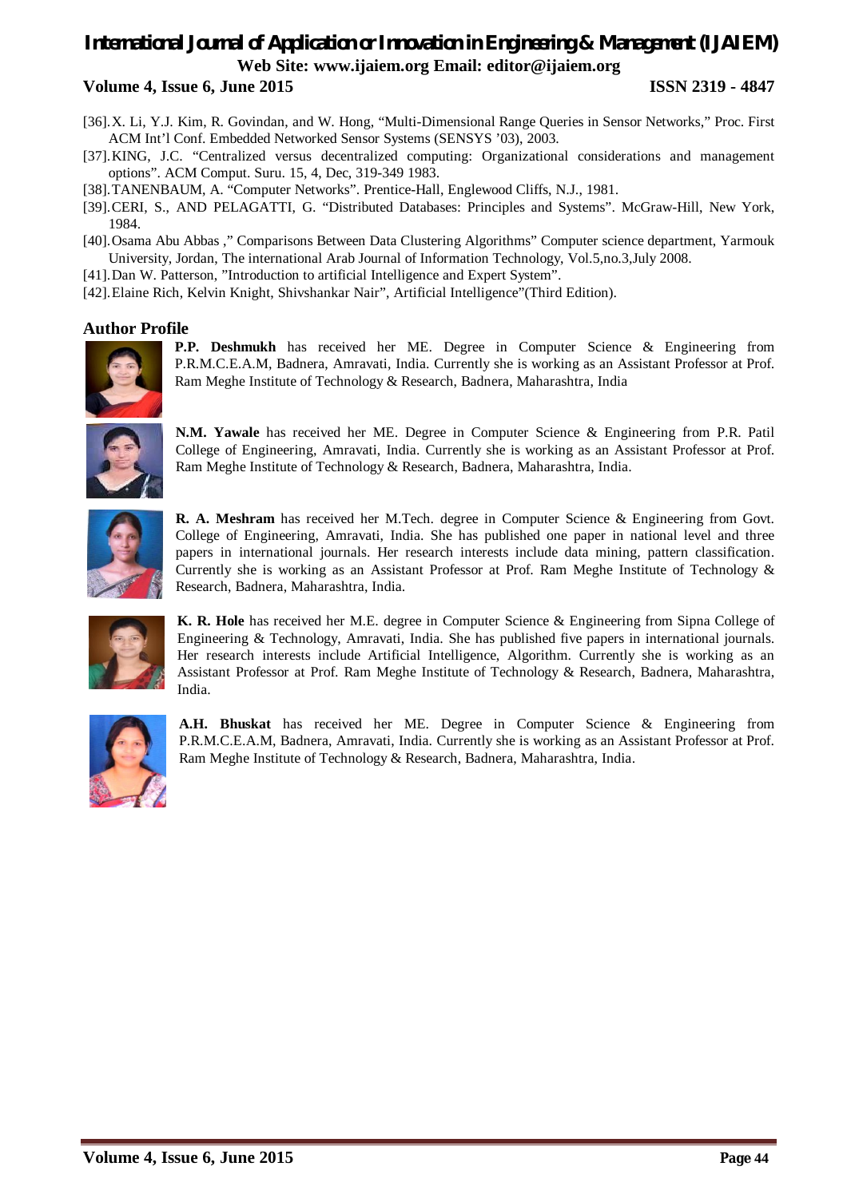[36]. X. Li, Y.J. Kim, R. Govindan, and W. Hong, "Multi-Dimensional Range Queries in Sensor Networks," Proc. First ACM Int'l Conf. Embedded Networked Sensor Systems (SENSYS '03), 2003.

[37]. KING, J.C. "Centralized versus decentralized computing: Organizational considerations and management options". ACM Comput. Suru. 15, 4, Dec, 319-349 1983.

[38]. TANENBAUM, A. "Computer Networks". Prentice-Hall, Englewood Cliffs, N.J., 1981.

[39]. CERI, S., AND PELAGATTI, G. "Distributed Databases: Principles and Systems". McGraw-Hill, New York, 1984.

[40]. Osama Abu Abbas ," Comparisons Between Data Clustering Algorithms" Computer science department, Yarmouk University, Jordan, The international Arab Journal of Information Technology, Vol.5,no.3,July 2008.

[41]. Dan W. Patterson, "Introduction to artificial Intelligence and Expert System".

[42]. Elaine Rich, Kelvin Knight, Shivshankar Nair", Artificial Intelligence"(Third Edition).

## Author Profile

**P.P. Deshmukh** has received her ME. Degree in Computer Science & Engineering from P.R.M.C.E.A.M, Badnera, Amravati, India. Currently she is working as an Assistant Professor at Prof. Ram Meghe Institute of Technology & Research, Badnera, Maharashtra, India

**N.M. Yawale** has received her ME. Degree in Computer Science & Engineering from P.R. Patil College of Engineering, Amravati, India. Currently she is working as an Assistant Professor at Prof. Ram Meghe Institute of Technology & Research, Badnera, Maharashtra, India.

**R. A. Meshram** has received her M.Tech. degree in Computer Science & Engineering from Govt. College of Engineering, Amravati, India. She has published one paper in national level and three papers in international journals. Her research interests include data mining, pattern classification. Currently she is working as an Assistant Professor at Prof. Ram Meghe Institute of Technology & Research, Badnera, Maharashtra, India.

**K. R. Hole** has received her M.E. degree in Computer Science & Engineering from Sipna College of Engineering & Technology, Amravati, India. She has published five papers in international journals. Her research interests include Artificial Intelligence, Algorithm. Currently she is working as an Assistant Professor at Prof. Ram Meghe Institute of Technology & Research, Badnera, Maharashtra, India.

**A.H. Bhuskat** has received her ME. Degree in Computer Science & Engineering from P.R.M.C.E.A.M, Badnera, Amravati, India. Currently she is working as an Assistant Professor at Prof. Ram Meghe Institute of Technology & Research, Badnera, Maharashtra, India.